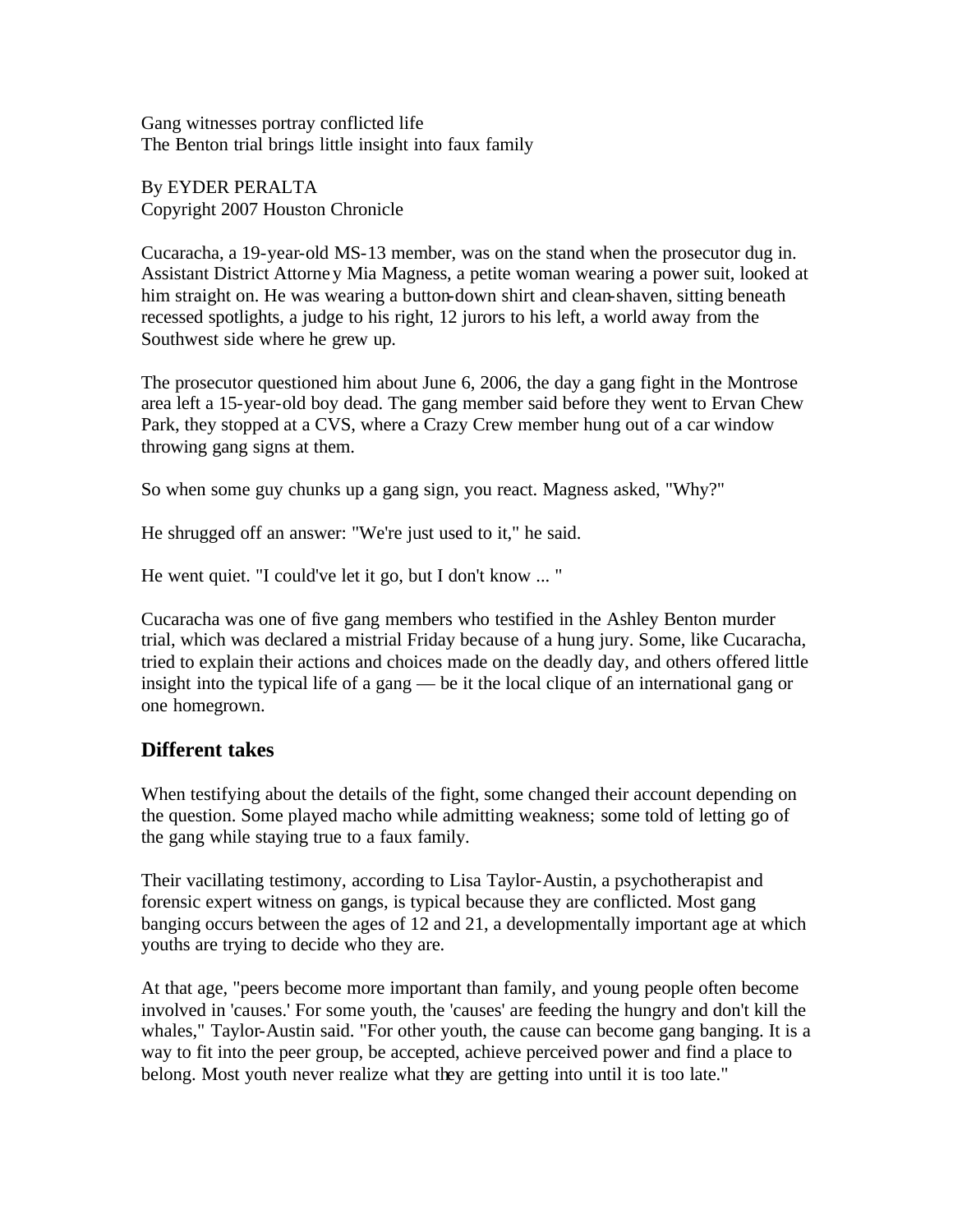Gang witnesses portray conflicted life
The Benton trial brings little insight into faux family

By EYDER PERALTA
Copyright 2007 Houston Chronicle

Cucaracha, a 19-year-old MS-13 member, was on the stand when the prosecutor dug in. Assistant District Attorney Mia Magness, a petite woman wearing a power suit, looked at him straight on. He was wearing a button-down shirt and clean-shaven, sitting beneath recessed spotlights, a judge to his right, 12 jurors to his left, a world away from the Southwest side where he grew up.

The prosecutor questioned him about June 6, 2006, the day a gang fight in the Montrose area left a 15-year-old boy dead. The gang member said before they went to Ervan Chew Park, they stopped at a CVS, where a Crazy Crew member hung out of a car window throwing gang signs at them.

So when some guy chunks up a gang sign, you react. Magness asked, "Why?"

He shrugged off an answer: "We're just used to it," he said.

He went quiet. "I could've let it go, but I don't know ... "

Cucaracha was one of five gang members who testified in the Ashley Benton murder trial, which was declared a mistrial Friday because of a hung jury. Some, like Cucaracha, tried to explain their actions and choices made on the deadly day, and others offered little insight into the typical life of a gang — be it the local clique of an international gang or one homegrown.

## Different takes

When testifying about the details of the fight, some changed their account depending on the question. Some played macho while admitting weakness; some told of letting go of the gang while staying true to a faux family.

Their vacillating testimony, according to Lisa Taylor-Austin, a psychotherapist and forensic expert witness on gangs, is typical because they are conflicted. Most gang banging occurs between the ages of 12 and 21, a developmentally important age at which youths are trying to decide who they are.

At that age, "peers become more important than family, and young people often become involved in 'causes.' For some youth, the 'causes' are feeding the hungry and don't kill the whales," Taylor-Austin said. "For other youth, the cause can become gang banging. It is a way to fit into the peer group, be accepted, achieve perceived power and find a place to belong. Most youth never realize what they are getting into until it is too late."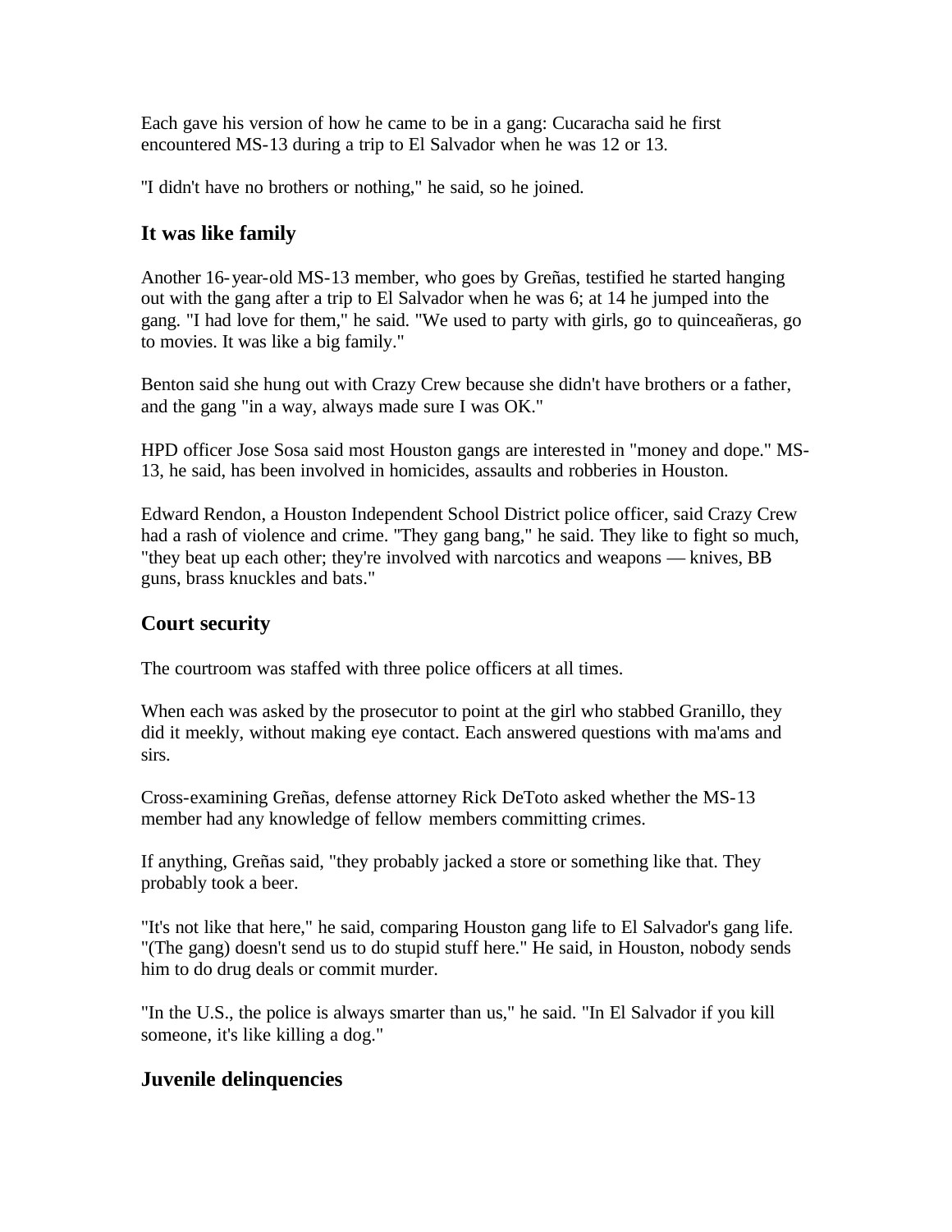Each gave his version of how he came to be in a gang: Cucaracha said he first encountered MS-13 during a trip to El Salvador when he was 12 or 13.

"I didn't have no brothers or nothing," he said, so he joined.

## It was like family

Another 16-year-old MS-13 member, who goes by Greñas, testified he started hanging out with the gang after a trip to El Salvador when he was 6; at 14 he jumped into the gang. "I had love for them," he said. "We used to party with girls, go to quinceañeras, go to movies. It was like a big family."

Benton said she hung out with Crazy Crew because she didn't have brothers or a father, and the gang "in a way, always made sure I was OK."

HPD officer Jose Sosa said most Houston gangs are interested in "money and dope." MS-13, he said, has been involved in homicides, assaults and robberies in Houston.

Edward Rendon, a Houston Independent School District police officer, said Crazy Crew had a rash of violence and crime. "They gang bang," he said. They like to fight so much, "they beat up each other; they're involved with narcotics and weapons — knives, BB guns, brass knuckles and bats."

## Court security

The courtroom was staffed with three police officers at all times.

When each was asked by the prosecutor to point at the girl who stabbed Granillo, they did it meekly, without making eye contact. Each answered questions with ma'ams and sirs.

Cross-examining Greñas, defense attorney Rick DeToto asked whether the MS-13 member had any knowledge of fellow members committing crimes.

If anything, Greñas said, "they probably jacked a store or something like that. They probably took a beer.

"It's not like that here," he said, comparing Houston gang life to El Salvador's gang life. "(The gang) doesn't send us to do stupid stuff here." He said, in Houston, nobody sends him to do drug deals or commit murder.

"In the U.S., the police is always smarter than us," he said. "In El Salvador if you kill someone, it's like killing a dog."

## Juvenile delinquencies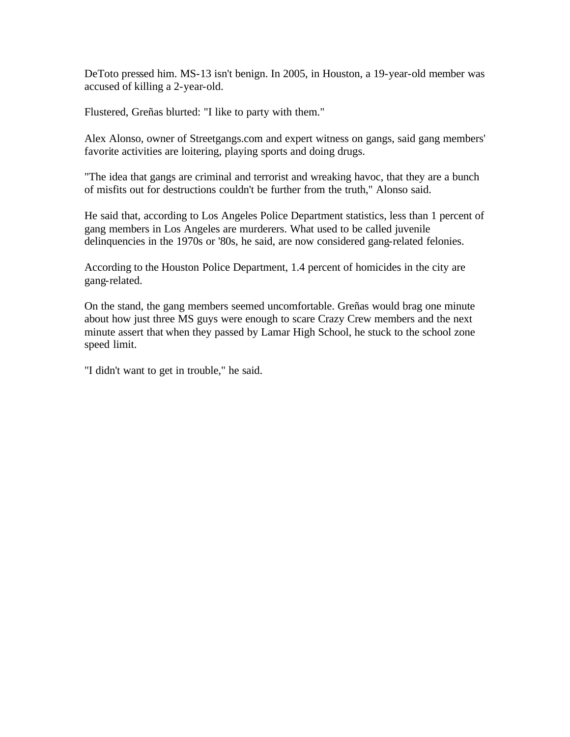DeToto pressed him. MS-13 isn't benign. In 2005, in Houston, a 19-year-old member was accused of killing a 2-year-old.

Flustered, Greñas blurted: "I like to party with them."

Alex Alonso, owner of Streetgangs.com and expert witness on gangs, said gang members' favorite activities are loitering, playing sports and doing drugs.

"The idea that gangs are criminal and terrorist and wreaking havoc, that they are a bunch of misfits out for destructions couldn't be further from the truth," Alonso said.

He said that, according to Los Angeles Police Department statistics, less than 1 percent of gang members in Los Angeles are murderers. What used to be called juvenile delinquencies in the 1970s or '80s, he said, are now considered gang-related felonies.

According to the Houston Police Department, 1.4 percent of homicides in the city are gang-related.

On the stand, the gang members seemed uncomfortable. Greñas would brag one minute about how just three MS guys were enough to scare Crazy Crew members and the next minute assert that when they passed by Lamar High School, he stuck to the school zone speed limit.

"I didn't want to get in trouble," he said.